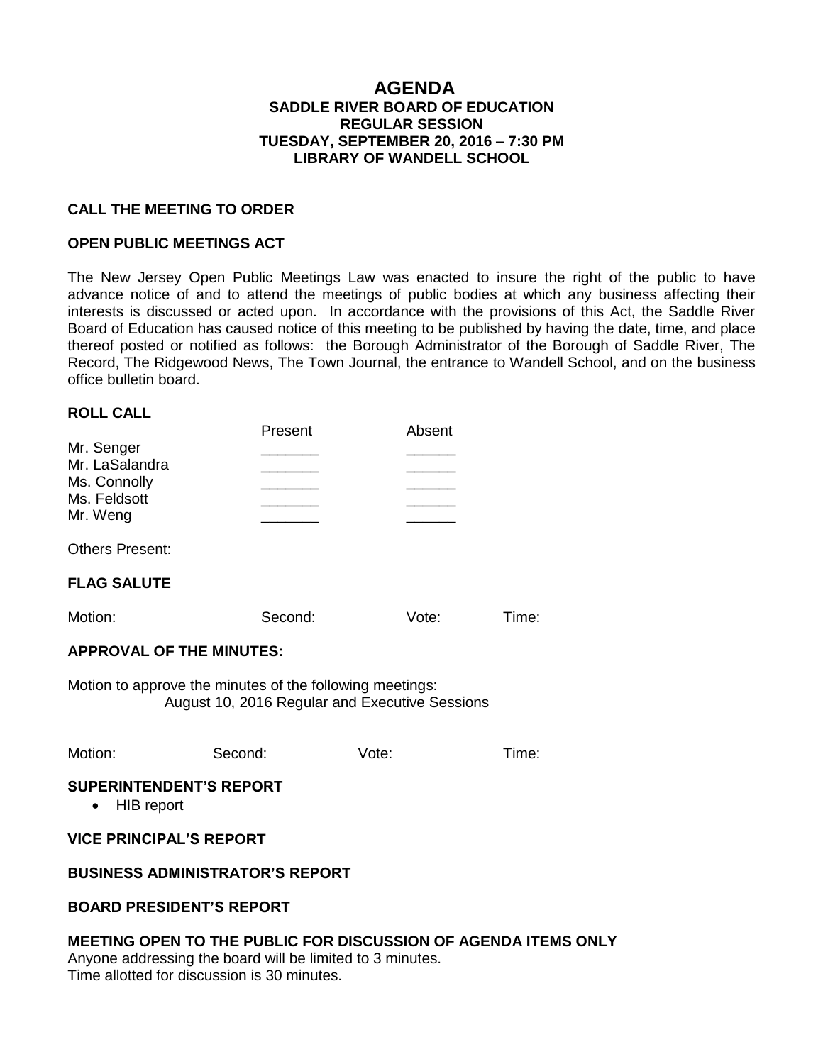# AGENDA

## SADDLE RIVER BOARD OF EDUCATION
## REGULAR SESSION
## TUESDAY, SEPTEMBER 20, 2016 – 7:30 PM
## LIBRARY OF WANDELL SCHOOL

### CALL THE MEETING TO ORDER

### OPEN PUBLIC MEETINGS ACT

The New Jersey Open Public Meetings Law was enacted to insure the right of the public to have advance notice of and to attend the meetings of public bodies at which any business affecting their interests is discussed or acted upon. In accordance with the provisions of this Act, the Saddle River Board of Education has caused notice of this meeting to be published by having the date, time, and place thereof posted or notified as follows: the Borough Administrator of the Borough of Saddle River, The Record, The Ridgewood News, The Town Journal, the entrance to Wandell School, and on the business office bulletin board.

### ROLL CALL

| | Present | Absent |
|---|---|---|
| Mr. Senger | _______ | ______ |
| Mr. LaSalandra | _______ | ______ |
| Ms. Connolly | _______ | ______ |
| Ms. Feldsott | _______ | ______ |
| Mr. Weng | _______ | ______ |

Others Present:

### FLAG SALUTE

Motion: Second: Vote: Time:

### APPROVAL OF THE MINUTES:

Motion to approve the minutes of the following meetings:
August 10, 2016 Regular and Executive Sessions

Motion: Second: Vote: Time:

### SUPERINTENDENT'S REPORT

- HIB report

### VICE PRINCIPAL'S REPORT

### BUSINESS ADMINISTRATOR'S REPORT

### BOARD PRESIDENT'S REPORT

### MEETING OPEN TO THE PUBLIC FOR DISCUSSION OF AGENDA ITEMS ONLY

Anyone addressing the board will be limited to 3 minutes.
Time allotted for discussion is 30 minutes.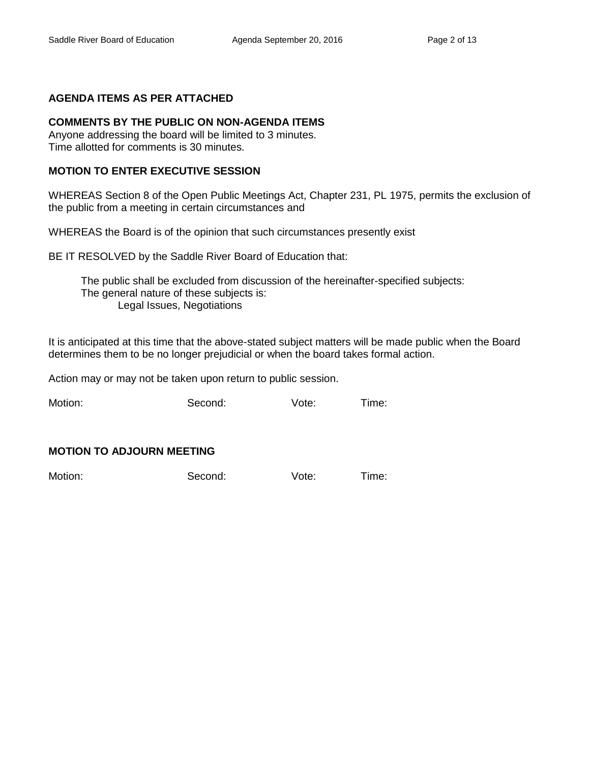**AGENDA ITEMS AS PER ATTACHED**

**COMMENTS BY THE PUBLIC ON NON-AGENDA ITEMS**
Anyone addressing the board will be limited to 3 minutes.
Time allotted for comments is 30 minutes.

**MOTION TO ENTER EXECUTIVE SESSION**

WHEREAS Section 8 of the Open Public Meetings Act, Chapter 231, PL 1975, permits the exclusion of the public from a meeting in certain circumstances and

WHEREAS the Board is of the opinion that such circumstances presently exist

BE IT RESOLVED by the Saddle River Board of Education that:

The public shall be excluded from discussion of the hereinafter-specified subjects:
The general nature of these subjects is:
Legal Issues, Negotiations

It is anticipated at this time that the above-stated subject matters will be made public when the Board determines them to be no longer prejudicial or when the board takes formal action.

Action may or may not be taken upon return to public session.

Motion: Second: Vote: Time:

**MOTION TO ADJOURN MEETING**

Motion: Second: Vote: Time: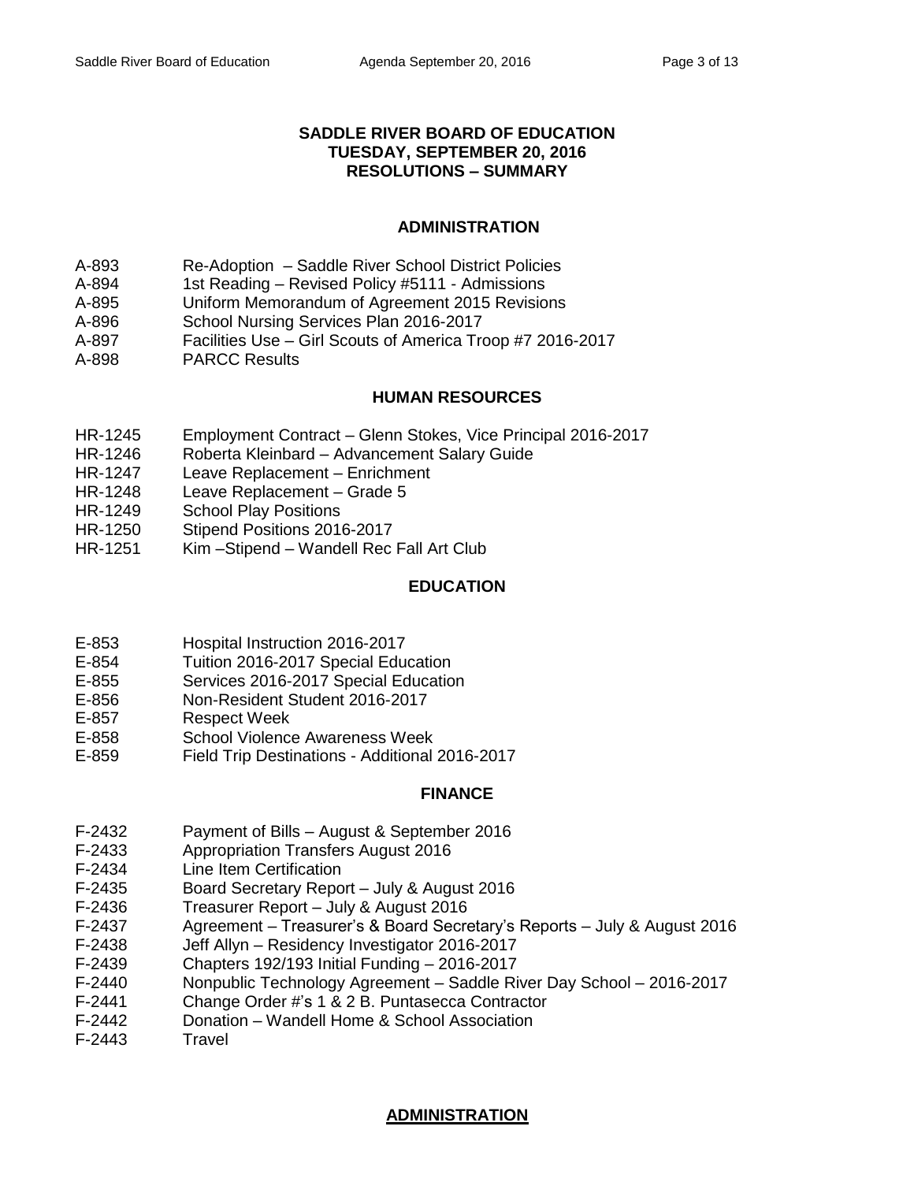# SADDLE RIVER BOARD OF EDUCATION
## TUESDAY, SEPTEMBER 20, 2016
## RESOLUTIONS – SUMMARY

### ADMINISTRATION

A-893 Re-Adoption – Saddle River School District Policies
A-894 1st Reading – Revised Policy #5111 - Admissions
A-895 Uniform Memorandum of Agreement 2015 Revisions
A-896 School Nursing Services Plan 2016-2017
A-897 Facilities Use – Girl Scouts of America Troop #7 2016-2017
A-898 PARCC Results

### HUMAN RESOURCES

HR-1245 Employment Contract – Glenn Stokes, Vice Principal 2016-2017
HR-1246 Roberta Kleinbard – Advancement Salary Guide
HR-1247 Leave Replacement – Enrichment
HR-1248 Leave Replacement – Grade 5
HR-1249 School Play Positions
HR-1250 Stipend Positions 2016-2017
HR-1251 Kim –Stipend – Wandell Rec Fall Art Club

### EDUCATION

E-853 Hospital Instruction 2016-2017
E-854 Tuition 2016-2017 Special Education
E-855 Services 2016-2017 Special Education
E-856 Non-Resident Student 2016-2017
E-857 Respect Week
E-858 School Violence Awareness Week
E-859 Field Trip Destinations - Additional 2016-2017

### FINANCE

F-2432 Payment of Bills – August & September 2016
F-2433 Appropriation Transfers August 2016
F-2434 Line Item Certification
F-2435 Board Secretary Report – July & August 2016
F-2436 Treasurer Report – July & August 2016
F-2437 Agreement – Treasurer's & Board Secretary's Reports – July & August 2016
F-2438 Jeff Allyn – Residency Investigator 2016-2017
F-2439 Chapters 192/193 Initial Funding – 2016-2017
F-2440 Nonpublic Technology Agreement – Saddle River Day School – 2016-2017
F-2441 Change Order #'s 1 & 2 B. Puntasecca Contractor
F-2442 Donation – Wandell Home & School Association
F-2443 Travel

### ADMINISTRATION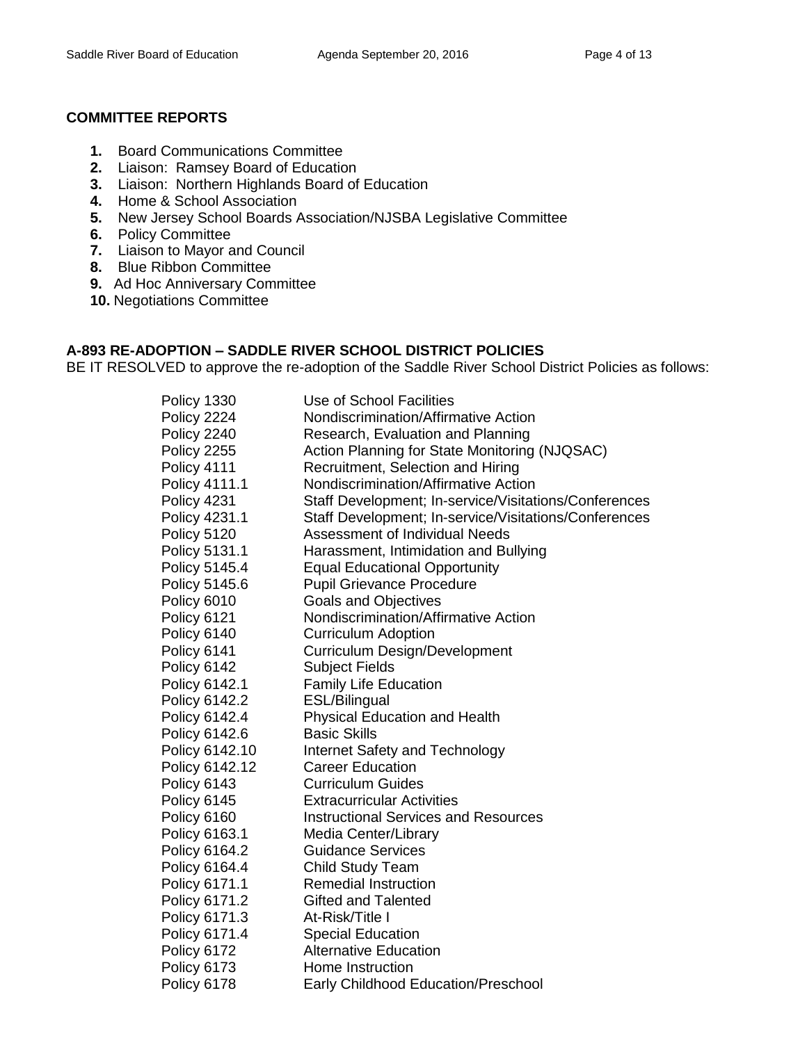**COMMITTEE REPORTS**

1. Board Communications Committee
2. Liaison: Ramsey Board of Education
3. Liaison: Northern Highlands Board of Education
4. Home & School Association
5. New Jersey School Boards Association/NJSBA Legislative Committee
6. Policy Committee
7. Liaison to Mayor and Council
8. Blue Ribbon Committee
9. Ad Hoc Anniversary Committee
10. Negotiations Committee

**A-893 RE-ADOPTION – SADDLE RIVER SCHOOL DISTRICT POLICIES**

BE IT RESOLVED to approve the re-adoption of the Saddle River School District Policies as follows:

| | |
|---|---|
| Policy 1330 | Use of School Facilities |
| Policy 2224 | Nondiscrimination/Affirmative Action |
| Policy 2240 | Research, Evaluation and Planning |
| Policy 2255 | Action Planning for State Monitoring (NJQSAC) |
| Policy 4111 | Recruitment, Selection and Hiring |
| Policy 4111.1 | Nondiscrimination/Affirmative Action |
| Policy 4231 | Staff Development; In-service/Visitations/Conferences |
| Policy 4231.1 | Staff Development; In-service/Visitations/Conferences |
| Policy 5120 | Assessment of Individual Needs |
| Policy 5131.1 | Harassment, Intimidation and Bullying |
| Policy 5145.4 | Equal Educational Opportunity |
| Policy 5145.6 | Pupil Grievance Procedure |
| Policy 6010 | Goals and Objectives |
| Policy 6121 | Nondiscrimination/Affirmative Action |
| Policy 6140 | Curriculum Adoption |
| Policy 6141 | Curriculum Design/Development |
| Policy 6142 | Subject Fields |
| Policy 6142.1 | Family Life Education |
| Policy 6142.2 | ESL/Bilingual |
| Policy 6142.4 | Physical Education and Health |
| Policy 6142.6 | Basic Skills |
| Policy 6142.10 | Internet Safety and Technology |
| Policy 6142.12 | Career Education |
| Policy 6143 | Curriculum Guides |
| Policy 6145 | Extracurricular Activities |
| Policy 6160 | Instructional Services and Resources |
| Policy 6163.1 | Media Center/Library |
| Policy 6164.2 | Guidance Services |
| Policy 6164.4 | Child Study Team |
| Policy 6171.1 | Remedial Instruction |
| Policy 6171.2 | Gifted and Talented |
| Policy 6171.3 | At-Risk/Title I |
| Policy 6171.4 | Special Education |
| Policy 6172 | Alternative Education |
| Policy 6173 | Home Instruction |
| Policy 6178 | Early Childhood Education/Preschool |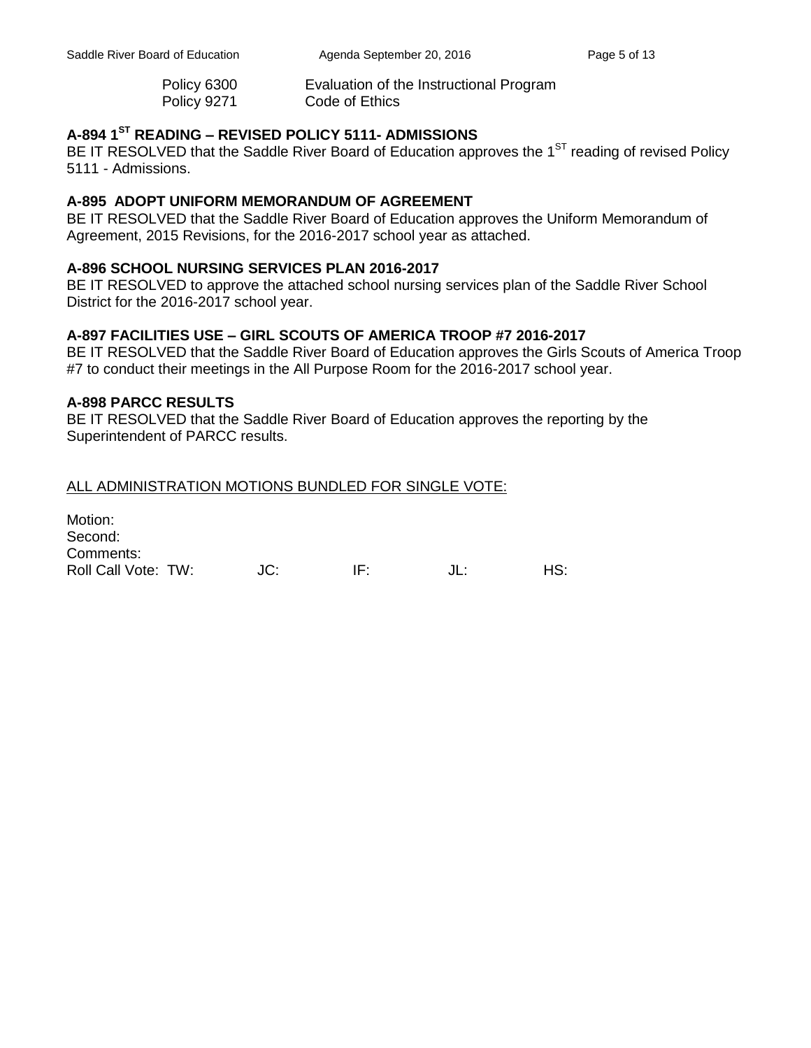| | |
|---|---|
| Policy 6300 | Evaluation of the Instructional Program |
| Policy 9271 | Code of Ethics |

### A-894 1ST READING – REVISED POLICY 5111- ADMISSIONS

BE IT RESOLVED that the Saddle River Board of Education approves the 1ST reading of revised Policy 5111 - Admissions.

### A-895 ADOPT UNIFORM MEMORANDUM OF AGREEMENT

BE IT RESOLVED that the Saddle River Board of Education approves the Uniform Memorandum of Agreement, 2015 Revisions, for the 2016-2017 school year as attached.

### A-896 SCHOOL NURSING SERVICES PLAN 2016-2017

BE IT RESOLVED to approve the attached school nursing services plan of the Saddle River School District for the 2016-2017 school year.

### A-897 FACILITIES USE – GIRL SCOUTS OF AMERICA TROOP #7 2016-2017

BE IT RESOLVED that the Saddle River Board of Education approves the Girls Scouts of America Troop #7 to conduct their meetings in the All Purpose Room for the 2016-2017 school year.

### A-898 PARCC RESULTS

BE IT RESOLVED that the Saddle River Board of Education approves the reporting by the Superintendent of PARCC results.

<u>ALL ADMINISTRATION MOTIONS BUNDLED FOR SINGLE VOTE:</u>

Motion:
Second:
Comments:
Roll Call Vote: TW: JC: IF: JL: HS: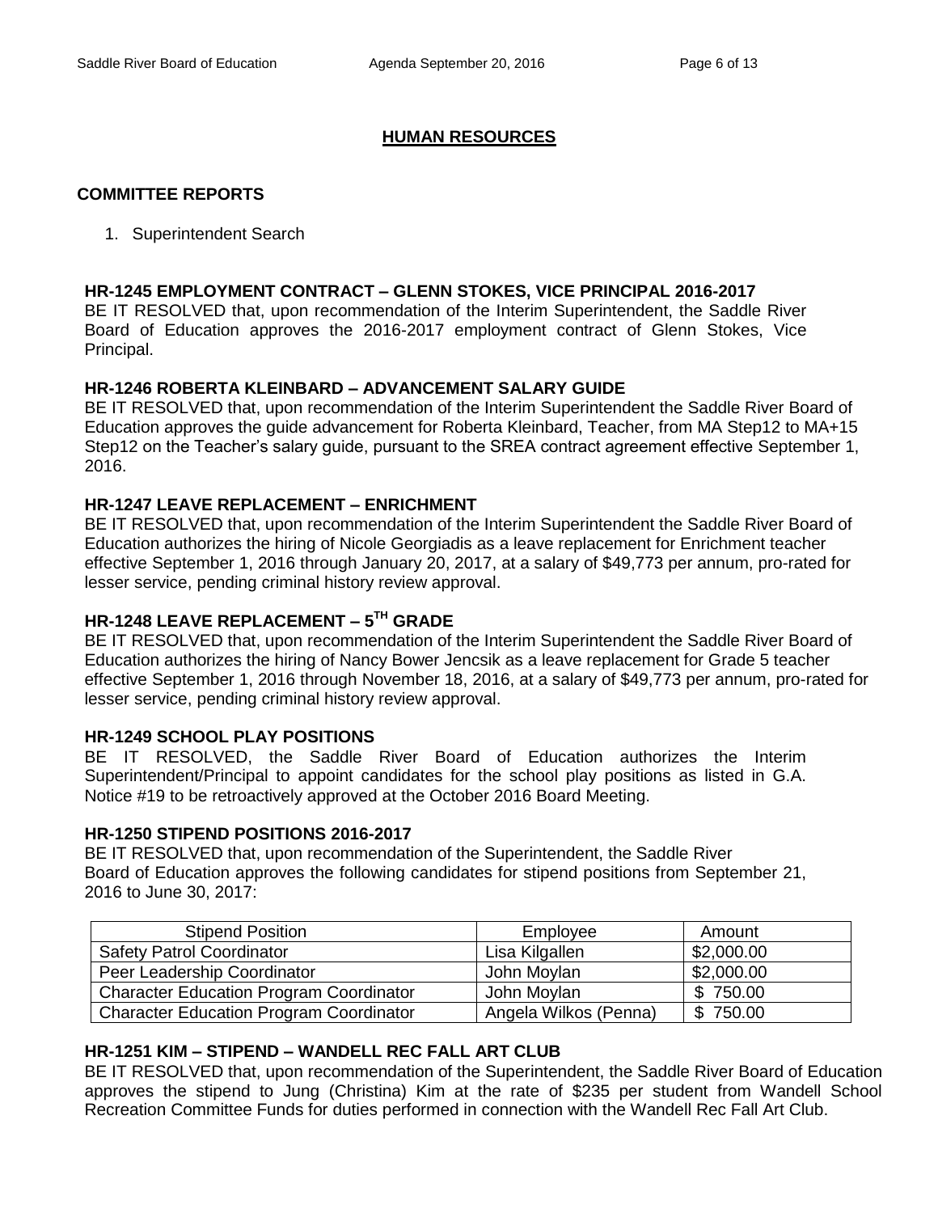## HUMAN RESOURCES

### COMMITTEE REPORTS

1. Superintendent Search

**HR-1245 EMPLOYMENT CONTRACT – GLENN STOKES, VICE PRINCIPAL 2016-2017**
BE IT RESOLVED that, upon recommendation of the Interim Superintendent, the Saddle River Board of Education approves the 2016-2017 employment contract of Glenn Stokes, Vice Principal.

**HR-1246 ROBERTA KLEINBARD – ADVANCEMENT SALARY GUIDE**
BE IT RESOLVED that, upon recommendation of the Interim Superintendent the Saddle River Board of Education approves the guide advancement for Roberta Kleinbard, Teacher, from MA Step12 to MA+15 Step12 on the Teacher's salary guide, pursuant to the SREA contract agreement effective September 1, 2016.

**HR-1247 LEAVE REPLACEMENT – ENRICHMENT**
BE IT RESOLVED that, upon recommendation of the Interim Superintendent the Saddle River Board of Education authorizes the hiring of Nicole Georgiadis as a leave replacement for Enrichment teacher effective September 1, 2016 through January 20, 2017, at a salary of $49,773 per annum, pro-rated for lesser service, pending criminal history review approval.

**HR-1248 LEAVE REPLACEMENT – 5TH GRADE**
BE IT RESOLVED that, upon recommendation of the Interim Superintendent the Saddle River Board of Education authorizes the hiring of Nancy Bower Jencsik as a leave replacement for Grade 5 teacher effective September 1, 2016 through November 18, 2016, at a salary of $49,773 per annum, pro-rated for lesser service, pending criminal history review approval.

**HR-1249 SCHOOL PLAY POSITIONS**
BE IT RESOLVED, the Saddle River Board of Education authorizes the Interim Superintendent/Principal to appoint candidates for the school play positions as listed in G.A. Notice #19 to be retroactively approved at the October 2016 Board Meeting.

**HR-1250 STIPEND POSITIONS 2016-2017**
BE IT RESOLVED that, upon recommendation of the Superintendent, the Saddle River Board of Education approves the following candidates for stipend positions from September 21, 2016 to June 30, 2017:

| Stipend Position | Employee | Amount |
|---|---|---|
| Safety Patrol Coordinator | Lisa Kilgallen | $2,000.00 |
| Peer Leadership Coordinator | John Moylan | $2,000.00 |
| Character Education Program Coordinator | John Moylan | $ 750.00 |
| Character Education Program Coordinator | Angela Wilkos (Penna) | $ 750.00 |

**HR-1251 KIM – STIPEND – WANDELL REC FALL ART CLUB**
BE IT RESOLVED that, upon recommendation of the Superintendent, the Saddle River Board of Education approves the stipend to Jung (Christina) Kim at the rate of $235 per student from Wandell School Recreation Committee Funds for duties performed in connection with the Wandell Rec Fall Art Club.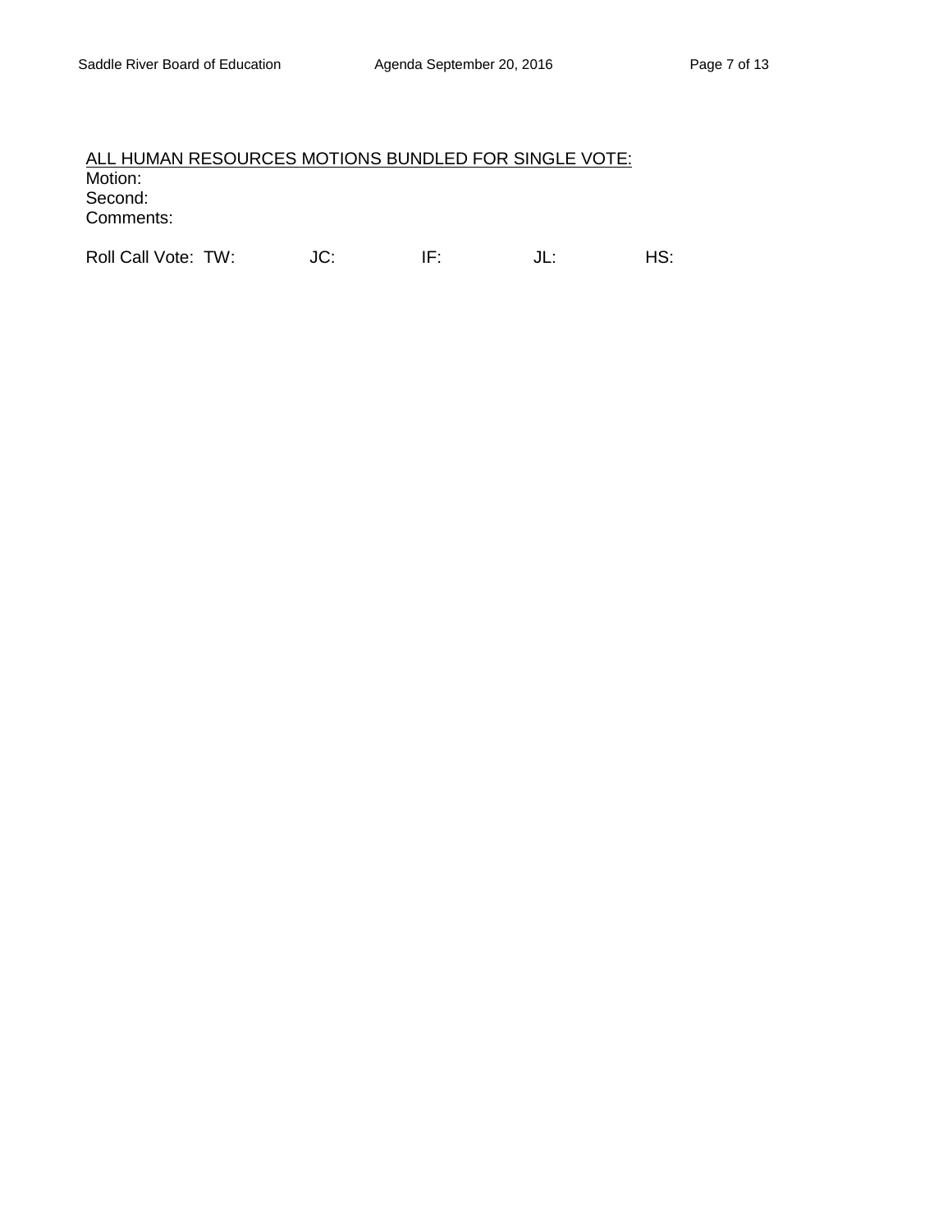ALL HUMAN RESOURCES MOTIONS BUNDLED FOR SINGLE VOTE:

Motion:
Second:
Comments:

Roll Call Vote: TW: JC: IF: JL: HS: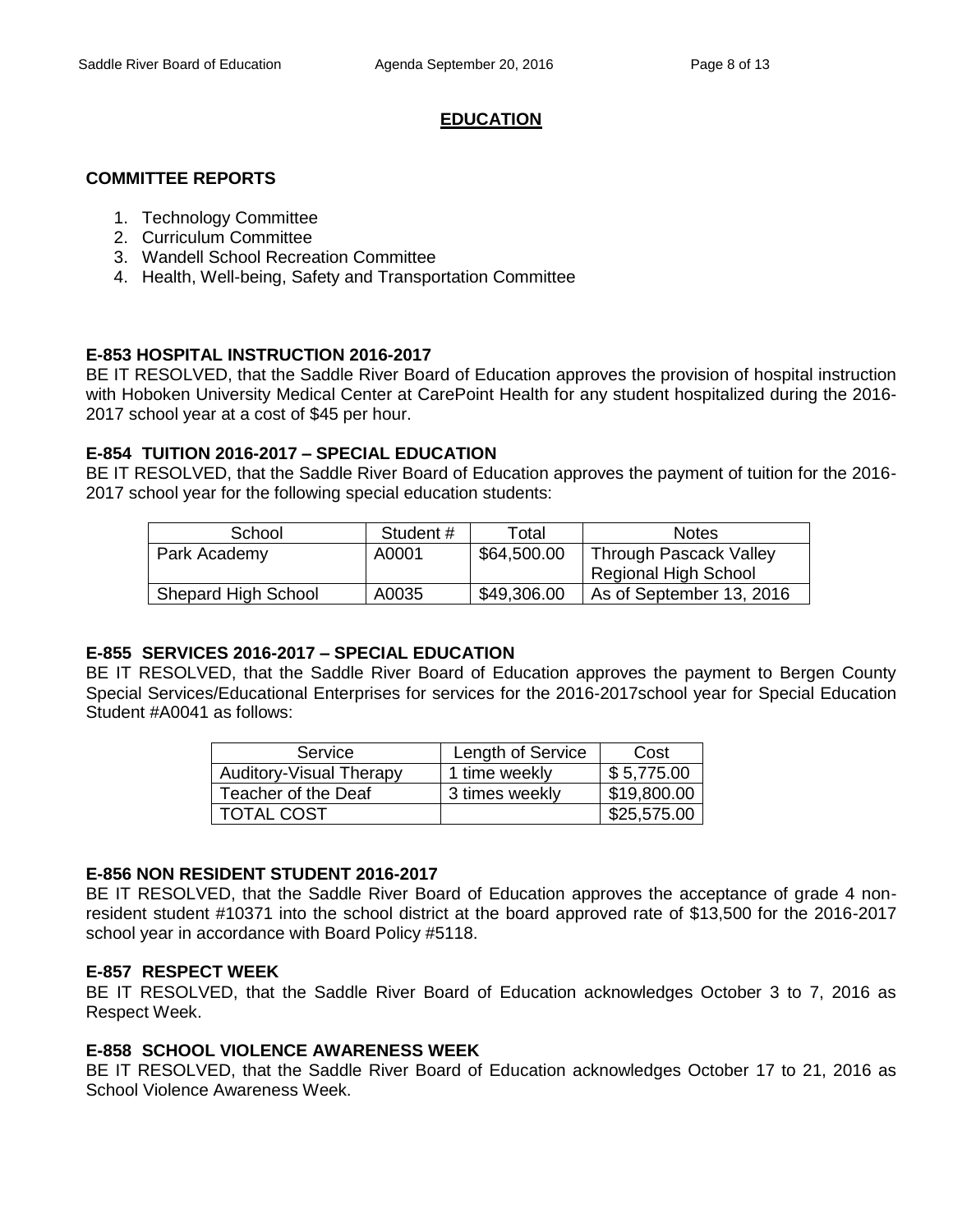# EDUCATION

### COMMITTEE REPORTS

1. Technology Committee
2. Curriculum Committee
3. Wandell School Recreation Committee
4. Health, Well-being, Safety and Transportation Committee

### E-853 HOSPITAL INSTRUCTION 2016-2017

BE IT RESOLVED, that the Saddle River Board of Education approves the provision of hospital instruction with Hoboken University Medical Center at CarePoint Health for any student hospitalized during the 2016-2017 school year at a cost of $45 per hour.

### E-854 TUITION 2016-2017 – SPECIAL EDUCATION

BE IT RESOLVED, that the Saddle River Board of Education approves the payment of tuition for the 2016-2017 school year for the following special education students:

| School | Student # | Total | Notes |
|---|---|---|---|
| Park Academy | A0001 | $64,500.00 | Through Pascack Valley Regional High School |
| Shepard High School | A0035 | $49,306.00 | As of September 13, 2016 |

### E-855 SERVICES 2016-2017 – SPECIAL EDUCATION

BE IT RESOLVED, that the Saddle River Board of Education approves the payment to Bergen County Special Services/Educational Enterprises for services for the 2016-2017school year for Special Education Student #A0041 as follows:

| Service | Length of Service | Cost |
|---|---|---|
| Auditory-Visual Therapy | 1 time weekly | $ 5,775.00 |
| Teacher of the Deaf | 3 times weekly | $19,800.00 |
| TOTAL COST | | $25,575.00 |

### E-856 NON RESIDENT STUDENT 2016-2017

BE IT RESOLVED, that the Saddle River Board of Education approves the acceptance of grade 4 non-resident student #10371 into the school district at the board approved rate of $13,500 for the 2016-2017 school year in accordance with Board Policy #5118.

### E-857 RESPECT WEEK

BE IT RESOLVED, that the Saddle River Board of Education acknowledges October 3 to 7, 2016 as Respect Week.

### E-858 SCHOOL VIOLENCE AWARENESS WEEK

BE IT RESOLVED, that the Saddle River Board of Education acknowledges October 17 to 21, 2016 as School Violence Awareness Week.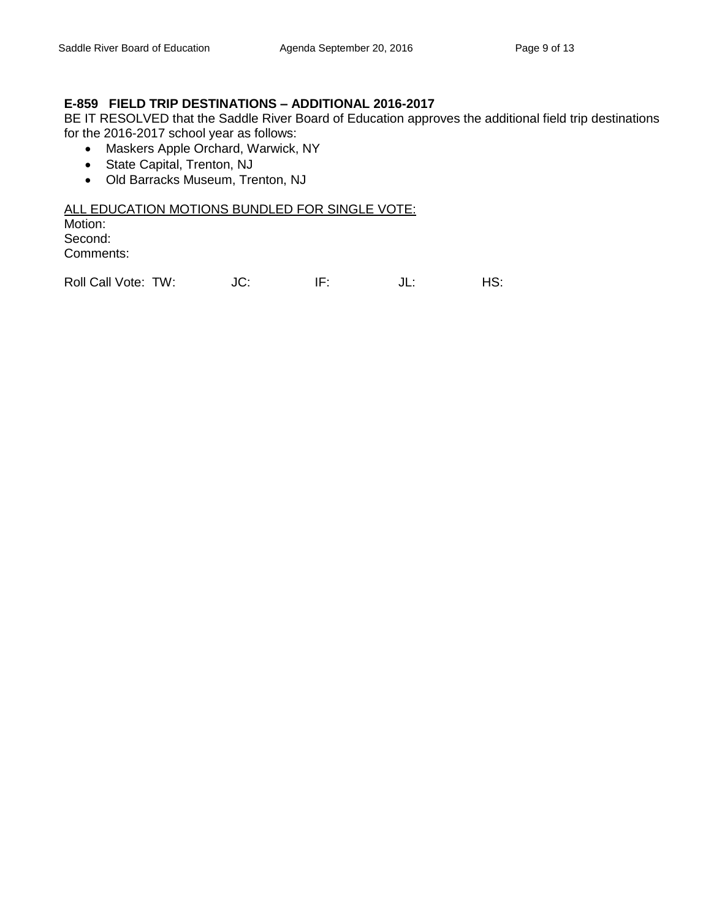**E-859 FIELD TRIP DESTINATIONS – ADDITIONAL 2016-2017**

BE IT RESOLVED that the Saddle River Board of Education approves the additional field trip destinations for the 2016-2017 school year as follows:

- Maskers Apple Orchard, Warwick, NY
- State Capital, Trenton, NJ
- Old Barracks Museum, Trenton, NJ

ALL EDUCATION MOTIONS BUNDLED FOR SINGLE VOTE:

Motion:
Second:
Comments:

Roll Call Vote: TW: JC: IF: JL: HS: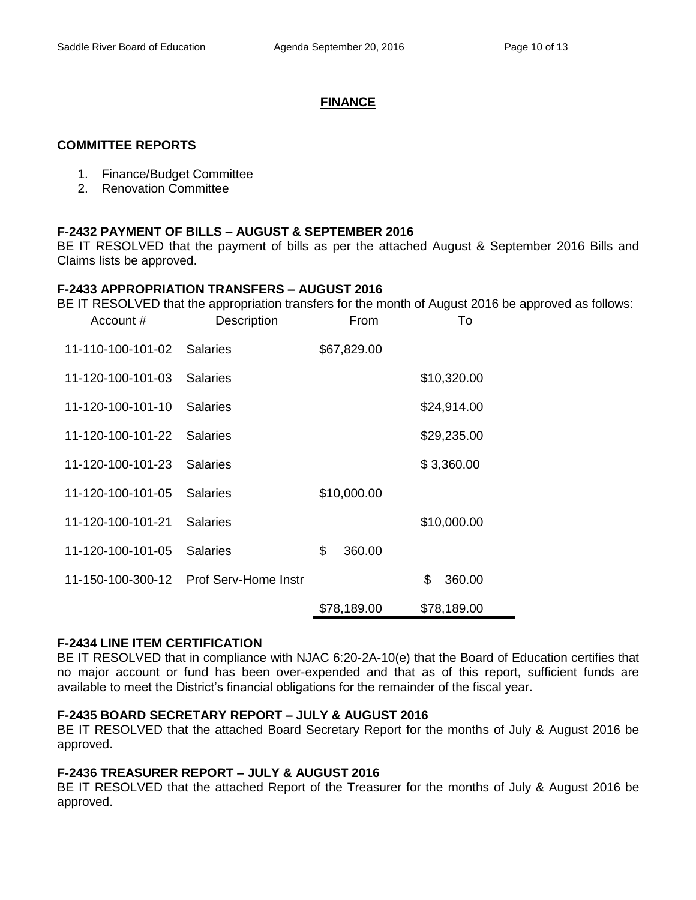## FINANCE

### COMMITTEE REPORTS

1. Finance/Budget Committee
2. Renovation Committee

### F-2432 PAYMENT OF BILLS – AUGUST & SEPTEMBER 2016

BE IT RESOLVED that the payment of bills as per the attached August & September 2016 Bills and Claims lists be approved.

### F-2433 APPROPRIATION TRANSFERS – AUGUST 2016

BE IT RESOLVED that the appropriation transfers for the month of August 2016 be approved as follows:

| Account # | Description | From | To |
|---|---|---|---|
| 11-110-100-101-02 | Salaries | $67,829.00 | |
| 11-120-100-101-03 | Salaries | | $10,320.00 |
| 11-120-100-101-10 | Salaries | | $24,914.00 |
| 11-120-100-101-22 | Salaries | | $29,235.00 |
| 11-120-100-101-23 | Salaries | | $ 3,360.00 |
| 11-120-100-101-05 | Salaries | $10,000.00 | |
| 11-120-100-101-21 | Salaries | | $10,000.00 |
| 11-120-100-101-05 | Salaries | $ 360.00 | |
| 11-150-100-300-12 | Prof Serv-Home Instr | | $ 360.00 |
| | | $78,189.00 | $78,189.00 |

### F-2434 LINE ITEM CERTIFICATION

BE IT RESOLVED that in compliance with NJAC 6:20-2A-10(e) that the Board of Education certifies that no major account or fund has been over-expended and that as of this report, sufficient funds are available to meet the District's financial obligations for the remainder of the fiscal year.

### F-2435 BOARD SECRETARY REPORT – JULY & AUGUST 2016

BE IT RESOLVED that the attached Board Secretary Report for the months of July & August 2016 be approved.

### F-2436 TREASURER REPORT – JULY & AUGUST 2016

BE IT RESOLVED that the attached Report of the Treasurer for the months of July & August 2016 be approved.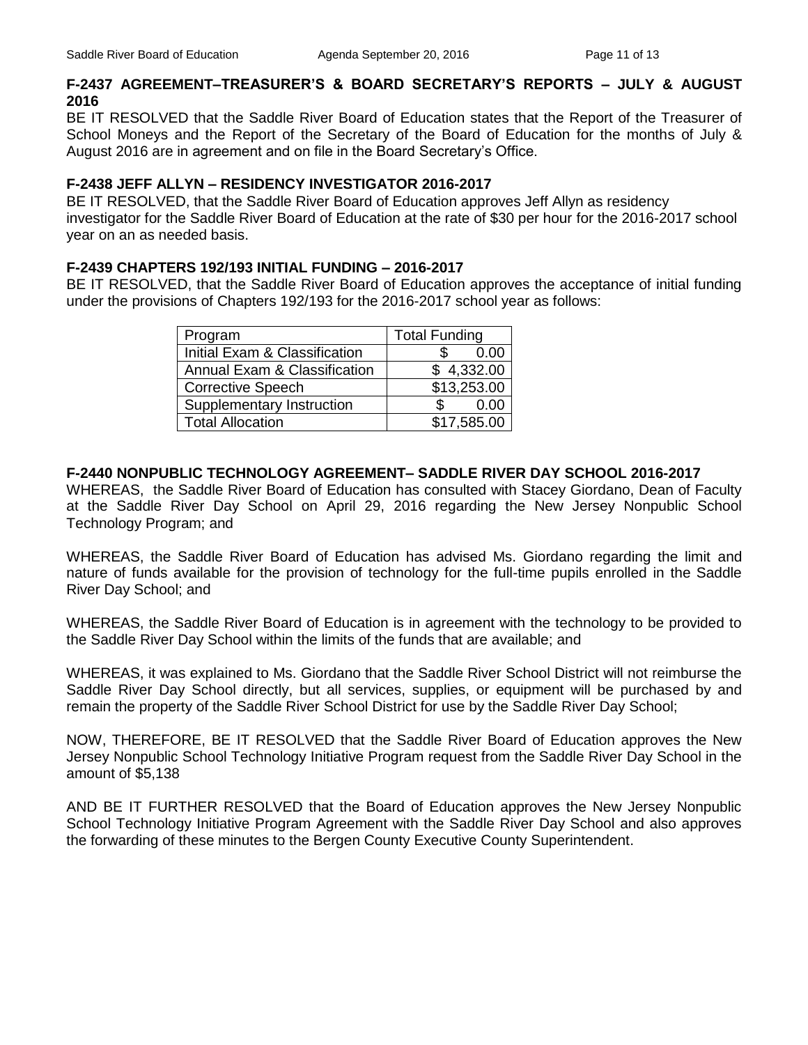**F-2437 AGREEMENT–TREASURER'S & BOARD SECRETARY'S REPORTS – JULY & AUGUST 2016**

BE IT RESOLVED that the Saddle River Board of Education states that the Report of the Treasurer of School Moneys and the Report of the Secretary of the Board of Education for the months of July & August 2016 are in agreement and on file in the Board Secretary's Office.

**F-2438 JEFF ALLYN – RESIDENCY INVESTIGATOR 2016-2017**

BE IT RESOLVED, that the Saddle River Board of Education approves Jeff Allyn as residency investigator for the Saddle River Board of Education at the rate of $30 per hour for the 2016-2017 school year on an as needed basis.

**F-2439 CHAPTERS 192/193 INITIAL FUNDING – 2016-2017**

BE IT RESOLVED, that the Saddle River Board of Education approves the acceptance of initial funding under the provisions of Chapters 192/193 for the 2016-2017 school year as follows:

| Program | Total Funding |
|---|---|
| Initial Exam & Classification | $ 0.00 |
| Annual Exam & Classification | $ 4,332.00 |
| Corrective Speech | $13,253.00 |
| Supplementary Instruction | $ 0.00 |
| Total Allocation | $17,585.00 |

**F-2440 NONPUBLIC TECHNOLOGY AGREEMENT– SADDLE RIVER DAY SCHOOL 2016-2017**

WHEREAS, the Saddle River Board of Education has consulted with Stacey Giordano, Dean of Faculty at the Saddle River Day School on April 29, 2016 regarding the New Jersey Nonpublic School Technology Program; and

WHEREAS, the Saddle River Board of Education has advised Ms. Giordano regarding the limit and nature of funds available for the provision of technology for the full-time pupils enrolled in the Saddle River Day School; and

WHEREAS, the Saddle River Board of Education is in agreement with the technology to be provided to the Saddle River Day School within the limits of the funds that are available; and

WHEREAS, it was explained to Ms. Giordano that the Saddle River School District will not reimburse the Saddle River Day School directly, but all services, supplies, or equipment will be purchased by and remain the property of the Saddle River School District for use by the Saddle River Day School;

NOW, THEREFORE, BE IT RESOLVED that the Saddle River Board of Education approves the New Jersey Nonpublic School Technology Initiative Program request from the Saddle River Day School in the amount of $5,138

AND BE IT FURTHER RESOLVED that the Board of Education approves the New Jersey Nonpublic School Technology Initiative Program Agreement with the Saddle River Day School and also approves the forwarding of these minutes to the Bergen County Executive County Superintendent.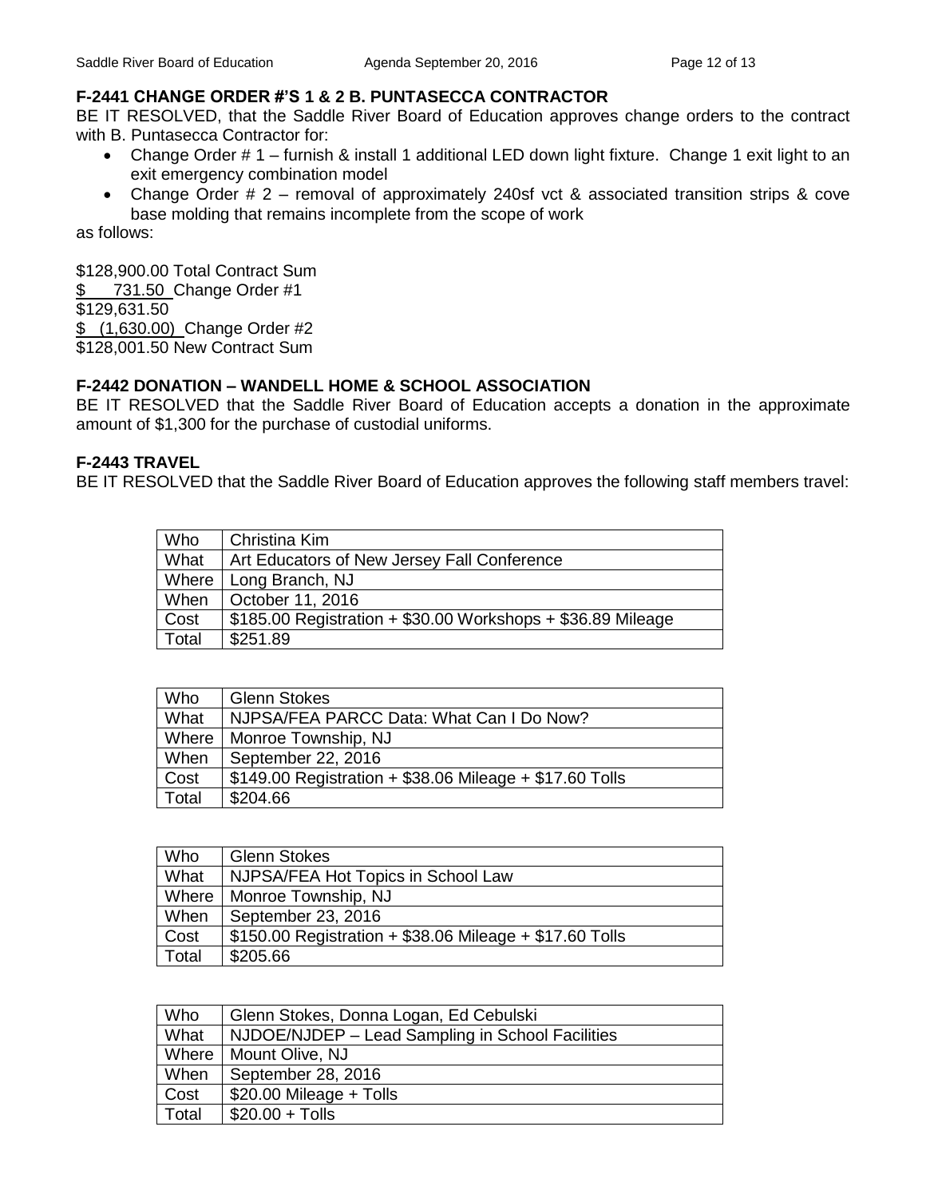### F-2441 CHANGE ORDER #'S 1 & 2 B. PUNTASECCA CONTRACTOR

BE IT RESOLVED, that the Saddle River Board of Education approves change orders to the contract with B. Puntasecca Contractor for:

- Change Order # 1 – furnish & install 1 additional LED down light fixture. Change 1 exit light to an exit emergency combination model
- Change Order # 2 – removal of approximately 240sf vct & associated transition strips & cove base molding that remains incomplete from the scope of work

as follows:

$128,900.00 Total Contract Sum
$ 731.50 Change Order #1
$129,631.50
$ (1,630.00) Change Order #2
$128,001.50 New Contract Sum

### F-2442 DONATION – WANDELL HOME & SCHOOL ASSOCIATION

BE IT RESOLVED that the Saddle River Board of Education accepts a donation in the approximate amount of $1,300 for the purchase of custodial uniforms.

### F-2443 TRAVEL

BE IT RESOLVED that the Saddle River Board of Education approves the following staff members travel:

| Who | Christina Kim |
|---|---|
| What | Art Educators of New Jersey Fall Conference |
| Where | Long Branch, NJ |
| When | October 11, 2016 |
| Cost | $185.00 Registration + $30.00 Workshops + $36.89 Mileage |
| Total | $251.89 |

| Who | Glenn Stokes |
|---|---|
| What | NJPSA/FEA PARCC Data: What Can I Do Now? |
| Where | Monroe Township, NJ |
| When | September 22, 2016 |
| Cost | $149.00 Registration + $38.06 Mileage + $17.60 Tolls |
| Total | $204.66 |

| Who | Glenn Stokes |
|---|---|
| What | NJPSA/FEA Hot Topics in School Law |
| Where | Monroe Township, NJ |
| When | September 23, 2016 |
| Cost | $150.00 Registration + $38.06 Mileage + $17.60 Tolls |
| Total | $205.66 |

| Who | Glenn Stokes, Donna Logan, Ed Cebulski |
|---|---|
| What | NJDOE/NJDEP – Lead Sampling in School Facilities |
| Where | Mount Olive, NJ |
| When | September 28, 2016 |
| Cost | $20.00 Mileage + Tolls |
| Total | $20.00 + Tolls |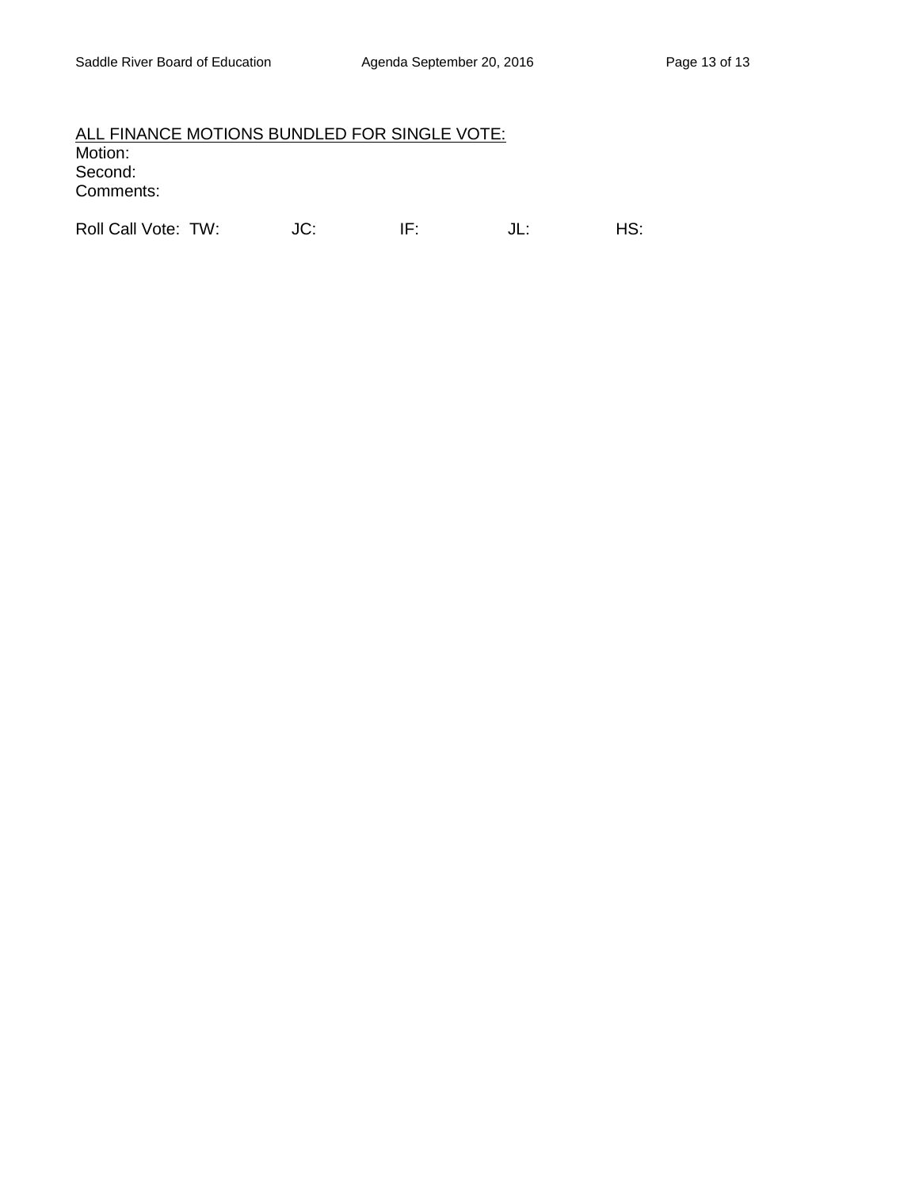<u>ALL FINANCE MOTIONS BUNDLED FOR SINGLE VOTE:</u>
Motion:
Second:
Comments:

Roll Call Vote: TW: JC: IF: JL: HS: